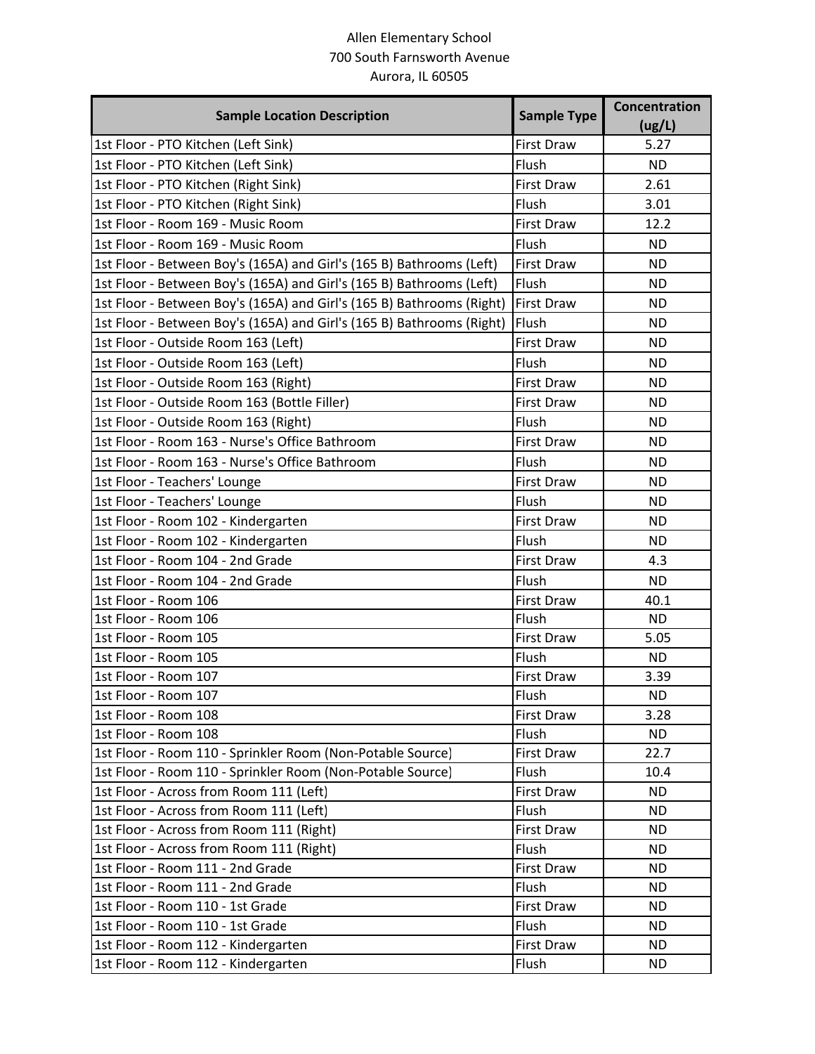Allen Elementary School
700 South Farnsworth Avenue
Aurora, IL 60505

| Sample Location Description | Sample Type | Concentration (ug/L) |
|---|---|---|
| 1st Floor - PTO Kitchen (Left Sink) | First Draw | 5.27 |
| 1st Floor - PTO Kitchen (Left Sink) | Flush | ND |
| 1st Floor - PTO Kitchen (Right Sink) | First Draw | 2.61 |
| 1st Floor - PTO Kitchen (Right Sink) | Flush | 3.01 |
| 1st Floor - Room 169 - Music Room | First Draw | 12.2 |
| 1st Floor - Room 169 - Music Room | Flush | ND |
| 1st Floor - Between Boy's (165A) and Girl's (165 B) Bathrooms (Left) | First Draw | ND |
| 1st Floor - Between Boy's (165A) and Girl's (165 B) Bathrooms (Left) | Flush | ND |
| 1st Floor - Between Boy's (165A) and Girl's (165 B) Bathrooms (Right) | First Draw | ND |
| 1st Floor - Between Boy's (165A) and Girl's (165 B) Bathrooms (Right) | Flush | ND |
| 1st Floor - Outside Room 163 (Left) | First Draw | ND |
| 1st Floor - Outside Room 163 (Left) | Flush | ND |
| 1st Floor - Outside Room 163 (Right) | First Draw | ND |
| 1st Floor - Outside Room 163 (Bottle Filler) | First Draw | ND |
| 1st Floor - Outside Room 163 (Right) | Flush | ND |
| 1st Floor - Room 163 - Nurse's Office Bathroom | First Draw | ND |
| 1st Floor - Room 163 - Nurse's Office Bathroom | Flush | ND |
| 1st Floor - Teachers' Lounge | First Draw | ND |
| 1st Floor - Teachers' Lounge | Flush | ND |
| 1st Floor - Room 102 - Kindergarten | First Draw | ND |
| 1st Floor - Room 102 - Kindergarten | Flush | ND |
| 1st Floor - Room 104 - 2nd Grade | First Draw | 4.3 |
| 1st Floor - Room 104 - 2nd Grade | Flush | ND |
| 1st Floor - Room 106 | First Draw | 40.1 |
| 1st Floor - Room 106 | Flush | ND |
| 1st Floor - Room 105 | First Draw | 5.05 |
| 1st Floor - Room 105 | Flush | ND |
| 1st Floor - Room 107 | First Draw | 3.39 |
| 1st Floor - Room 107 | Flush | ND |
| 1st Floor - Room 108 | First Draw | 3.28 |
| 1st Floor - Room 108 | Flush | ND |
| 1st Floor - Room 110 - Sprinkler Room (Non-Potable Source) | First Draw | 22.7 |
| 1st Floor - Room 110 - Sprinkler Room (Non-Potable Source) | Flush | 10.4 |
| 1st Floor - Across from Room 111 (Left) | First Draw | ND |
| 1st Floor - Across from Room 111 (Left) | Flush | ND |
| 1st Floor - Across from Room 111 (Right) | First Draw | ND |
| 1st Floor - Across from Room 111 (Right) | Flush | ND |
| 1st Floor - Room 111 - 2nd Grade | First Draw | ND |
| 1st Floor - Room 111 - 2nd Grade | Flush | ND |
| 1st Floor - Room 110 - 1st Grade | First Draw | ND |
| 1st Floor - Room 110 - 1st Grade | Flush | ND |
| 1st Floor - Room 112 - Kindergarten | First Draw | ND |
| 1st Floor - Room 112 - Kindergarten | Flush | ND |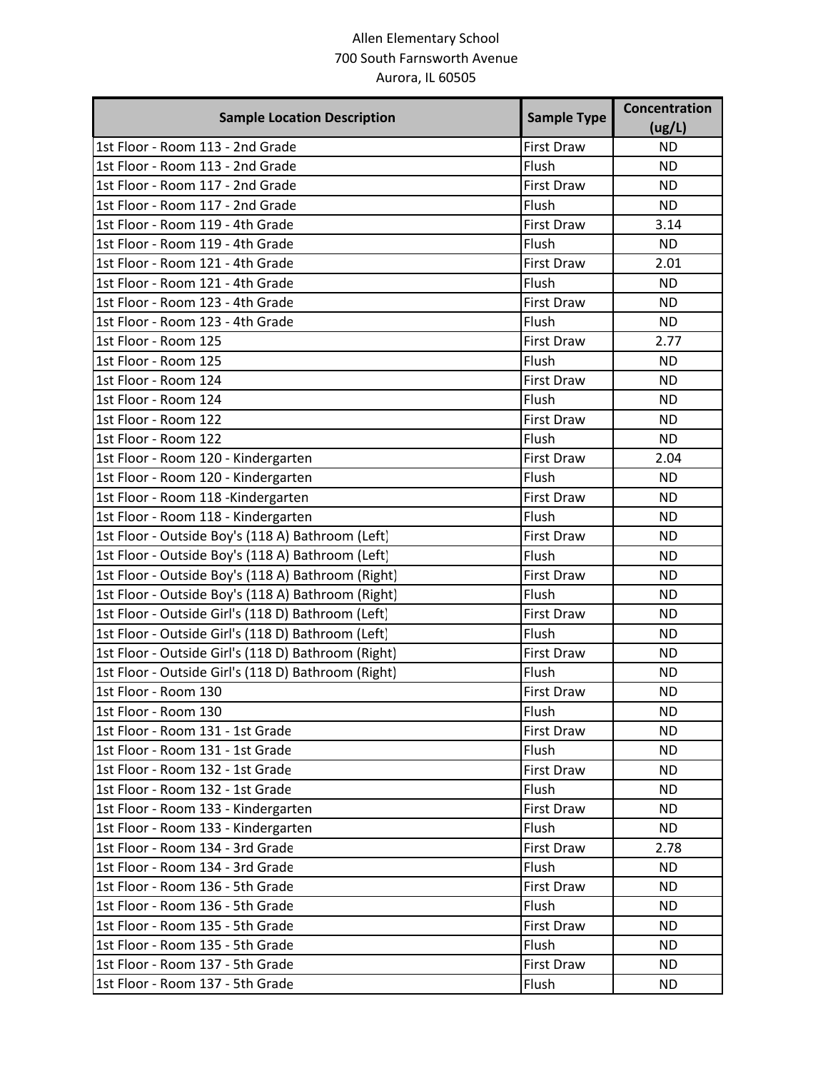Allen Elementary School
700 South Farnsworth Avenue
Aurora, IL 60505

| Sample Location Description | Sample Type | Concentration (ug/L) |
|---|---|---|
| 1st Floor - Room 113 - 2nd Grade | First Draw | ND |
| 1st Floor - Room 113 - 2nd Grade | Flush | ND |
| 1st Floor - Room 117 - 2nd Grade | First Draw | ND |
| 1st Floor - Room 117 - 2nd Grade | Flush | ND |
| 1st Floor - Room 119 - 4th Grade | First Draw | 3.14 |
| 1st Floor - Room 119 - 4th Grade | Flush | ND |
| 1st Floor - Room 121 - 4th Grade | First Draw | 2.01 |
| 1st Floor - Room 121 - 4th Grade | Flush | ND |
| 1st Floor - Room 123 - 4th Grade | First Draw | ND |
| 1st Floor - Room 123 - 4th Grade | Flush | ND |
| 1st Floor - Room 125 | First Draw | 2.77 |
| 1st Floor - Room 125 | Flush | ND |
| 1st Floor - Room 124 | First Draw | ND |
| 1st Floor - Room 124 | Flush | ND |
| 1st Floor - Room 122 | First Draw | ND |
| 1st Floor - Room 122 | Flush | ND |
| 1st Floor - Room 120 - Kindergarten | First Draw | 2.04 |
| 1st Floor - Room 120 - Kindergarten | Flush | ND |
| 1st Floor - Room 118 -Kindergarten | First Draw | ND |
| 1st Floor - Room 118 - Kindergarten | Flush | ND |
| 1st Floor - Outside Boy's (118 A) Bathroom (Left) | First Draw | ND |
| 1st Floor - Outside Boy's (118 A) Bathroom (Left) | Flush | ND |
| 1st Floor - Outside Boy's (118 A) Bathroom (Right) | First Draw | ND |
| 1st Floor - Outside Boy's (118 A) Bathroom (Right) | Flush | ND |
| 1st Floor - Outside Girl's (118 D) Bathroom (Left) | First Draw | ND |
| 1st Floor - Outside Girl's (118 D) Bathroom (Left) | Flush | ND |
| 1st Floor - Outside Girl's (118 D) Bathroom (Right) | First Draw | ND |
| 1st Floor - Outside Girl's (118 D) Bathroom (Right) | Flush | ND |
| 1st Floor - Room 130 | First Draw | ND |
| 1st Floor - Room 130 | Flush | ND |
| 1st Floor - Room 131 - 1st Grade | First Draw | ND |
| 1st Floor - Room 131 - 1st Grade | Flush | ND |
| 1st Floor - Room 132 - 1st Grade | First Draw | ND |
| 1st Floor - Room 132 - 1st Grade | Flush | ND |
| 1st Floor - Room 133 - Kindergarten | First Draw | ND |
| 1st Floor - Room 133 - Kindergarten | Flush | ND |
| 1st Floor - Room 134 - 3rd Grade | First Draw | 2.78 |
| 1st Floor - Room 134 - 3rd Grade | Flush | ND |
| 1st Floor - Room 136 - 5th Grade | First Draw | ND |
| 1st Floor - Room 136 - 5th Grade | Flush | ND |
| 1st Floor - Room 135 - 5th Grade | First Draw | ND |
| 1st Floor - Room 135 - 5th Grade | Flush | ND |
| 1st Floor - Room 137 - 5th Grade | First Draw | ND |
| 1st Floor - Room 137 - 5th Grade | Flush | ND |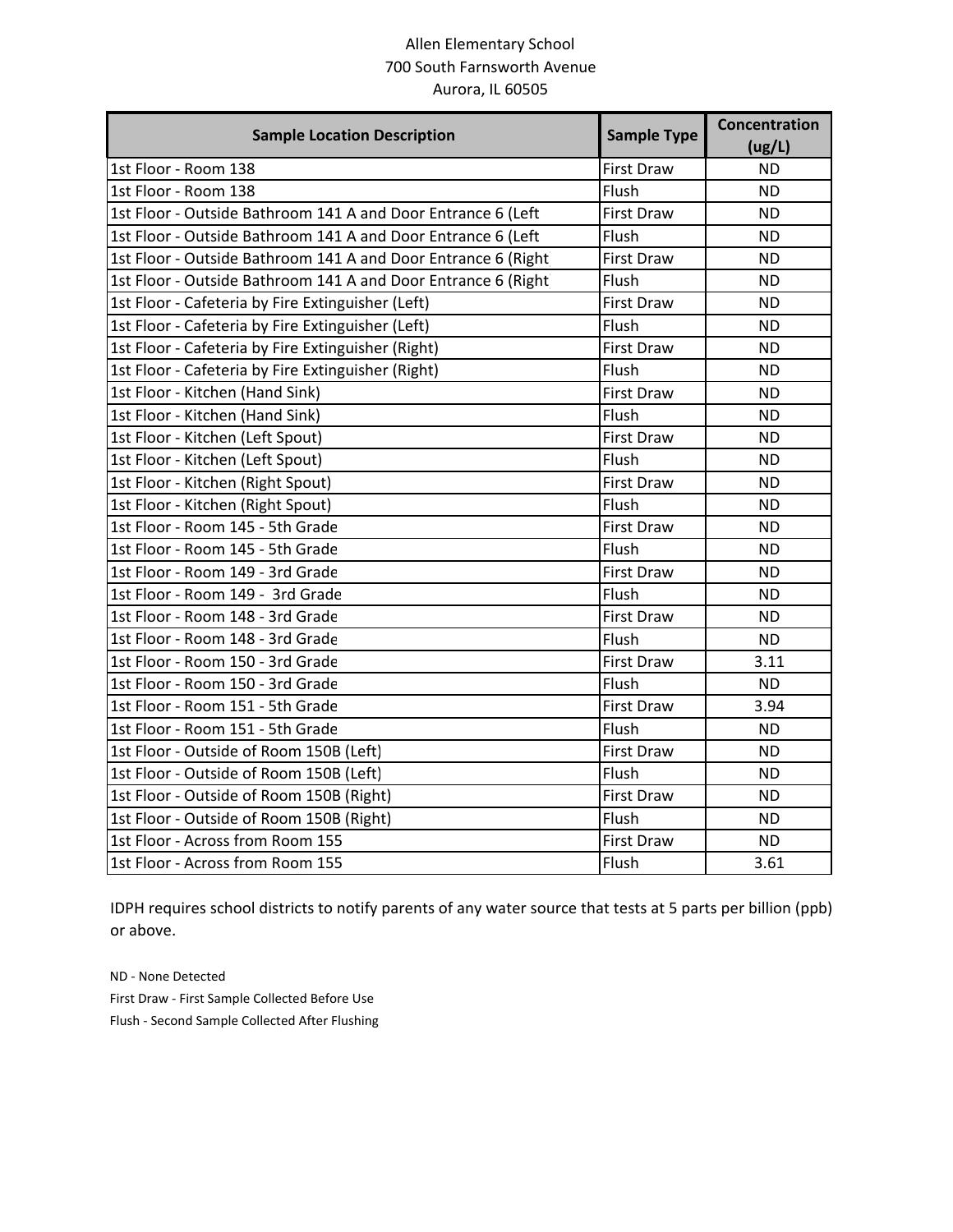Allen Elementary School
700 South Farnsworth Avenue
Aurora, IL 60505

| Sample Location Description | Sample Type | Concentration (ug/L) |
|---|---|---|
| 1st Floor - Room 138 | First Draw | ND |
| 1st Floor - Room 138 | Flush | ND |
| 1st Floor - Outside Bathroom 141 A and Door Entrance 6 (Left | First Draw | ND |
| 1st Floor - Outside Bathroom 141 A and Door Entrance 6 (Left | Flush | ND |
| 1st Floor - Outside Bathroom 141 A and Door Entrance 6 (Right | First Draw | ND |
| 1st Floor - Outside Bathroom 141 A and Door Entrance 6 (Right | Flush | ND |
| 1st Floor - Cafeteria by Fire Extinguisher (Left) | First Draw | ND |
| 1st Floor - Cafeteria by Fire Extinguisher (Left) | Flush | ND |
| 1st Floor - Cafeteria by Fire Extinguisher (Right) | First Draw | ND |
| 1st Floor - Cafeteria by Fire Extinguisher (Right) | Flush | ND |
| 1st Floor - Kitchen (Hand Sink) | First Draw | ND |
| 1st Floor - Kitchen (Hand Sink) | Flush | ND |
| 1st Floor - Kitchen (Left Spout) | First Draw | ND |
| 1st Floor - Kitchen (Left Spout) | Flush | ND |
| 1st Floor - Kitchen (Right Spout) | First Draw | ND |
| 1st Floor - Kitchen (Right Spout) | Flush | ND |
| 1st Floor - Room 145 - 5th Grade | First Draw | ND |
| 1st Floor - Room 145 - 5th Grade | Flush | ND |
| 1st Floor - Room 149 - 3rd Grade | First Draw | ND |
| 1st Floor - Room 149 - 3rd Grade | Flush | ND |
| 1st Floor - Room 148 - 3rd Grade | First Draw | ND |
| 1st Floor - Room 148 - 3rd Grade | Flush | ND |
| 1st Floor - Room 150 - 3rd Grade | First Draw | 3.11 |
| 1st Floor - Room 150 - 3rd Grade | Flush | ND |
| 1st Floor - Room 151 - 5th Grade | First Draw | 3.94 |
| 1st Floor - Room 151 - 5th Grade | Flush | ND |
| 1st Floor - Outside of Room 150B (Left) | First Draw | ND |
| 1st Floor - Outside of Room 150B (Left) | Flush | ND |
| 1st Floor - Outside of Room 150B (Right) | First Draw | ND |
| 1st Floor - Outside of Room 150B (Right) | Flush | ND |
| 1st Floor - Across from Room 155 | First Draw | ND |
| 1st Floor - Across from Room 155 | Flush | 3.61 |

IDPH requires school districts to notify parents of any water source that tests at 5 parts per billion (ppb) or above.

ND - None Detected

First Draw - First Sample Collected Before Use

Flush - Second Sample Collected After Flushing